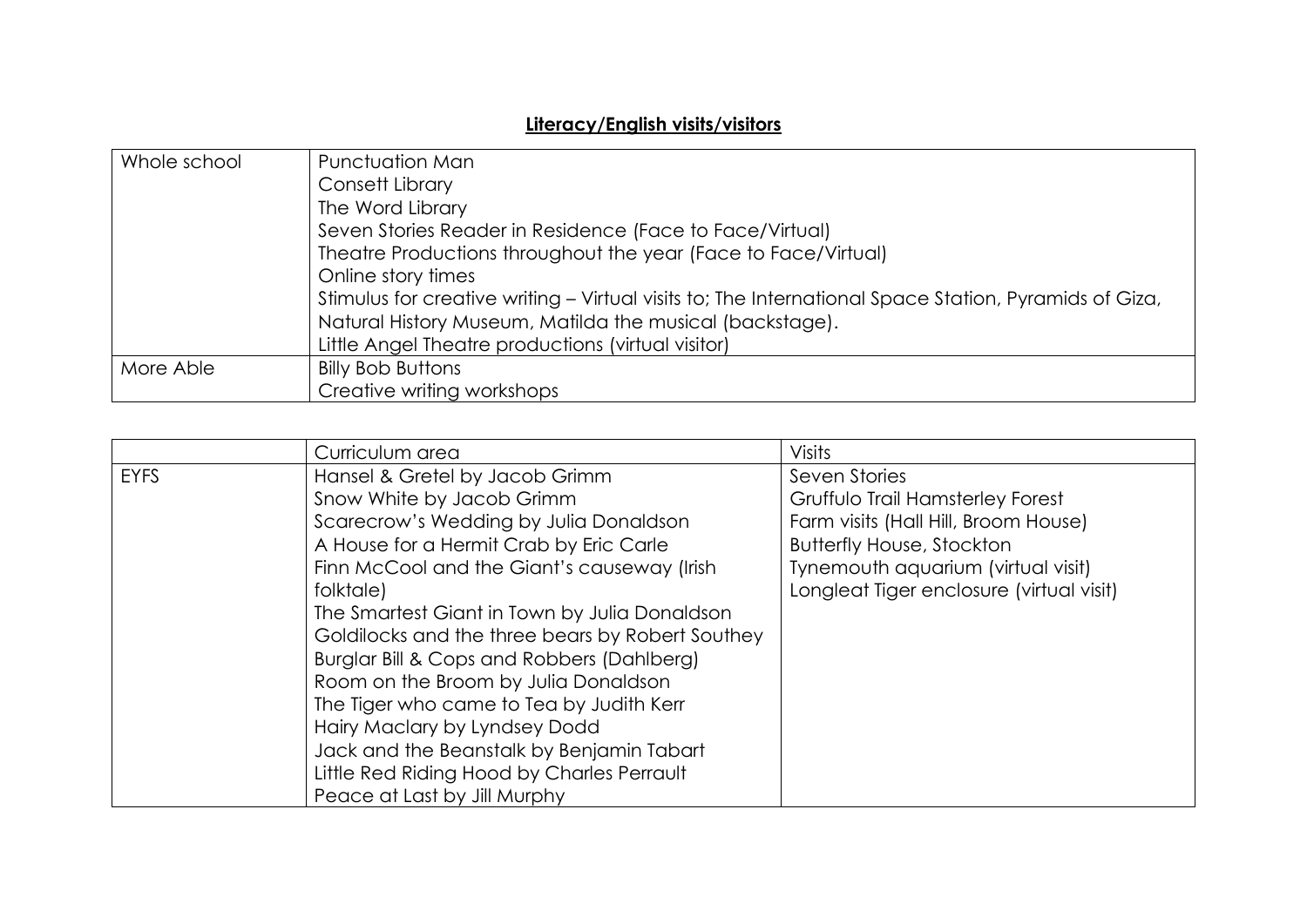## **Literacy/English visits/visitors**

| Whole school | Punctuation Man<br>Consett Library<br>The Word Library<br>Seven Stories Reader in Residence (Face to Face/Virtual)<br>Theatre Productions throughout the year (Face to Face/Virtual)<br>Online story times<br>Stimulus for creative writing – Virtual visits to; The International Space Station, Pyramids of Giza, Natural History Museum, Matilda the musical (backstage).<br>Little Angel Theatre productions (virtual visitor) |
|---|---|
| More Able | Billy Bob Buttons<br>Creative writing workshops |

| | Curriculum area | Visits |
|---|---|---|
| EYFS | Hansel & Gretel by Jacob Grimm<br>Snow White by Jacob Grimm<br>Scarecrow's Wedding by Julia Donaldson<br>A House for a Hermit Crab by Eric Carle<br>Finn McCool and the Giant's causeway (Irish folktale)<br>The Smartest Giant in Town by Julia Donaldson<br>Goldilocks and the three bears by Robert Southey<br>Burglar Bill & Cops and Robbers (Dahlberg)<br>Room on the Broom by Julia Donaldson<br>The Tiger who came to Tea by Judith Kerr<br>Hairy Maclary by Lyndsey Dodd<br>Jack and the Beanstalk by Benjamin Tabart<br>Little Red Riding Hood by Charles Perrault<br>Peace at Last by Jill Murphy | Seven Stories<br>Gruffulo Trail Hamsterley Forest<br>Farm visits (Hall Hill, Broom House)<br>Butterfly House, Stockton<br>Tynemouth aquarium (virtual visit)<br>Longleat Tiger enclosure (virtual visit) |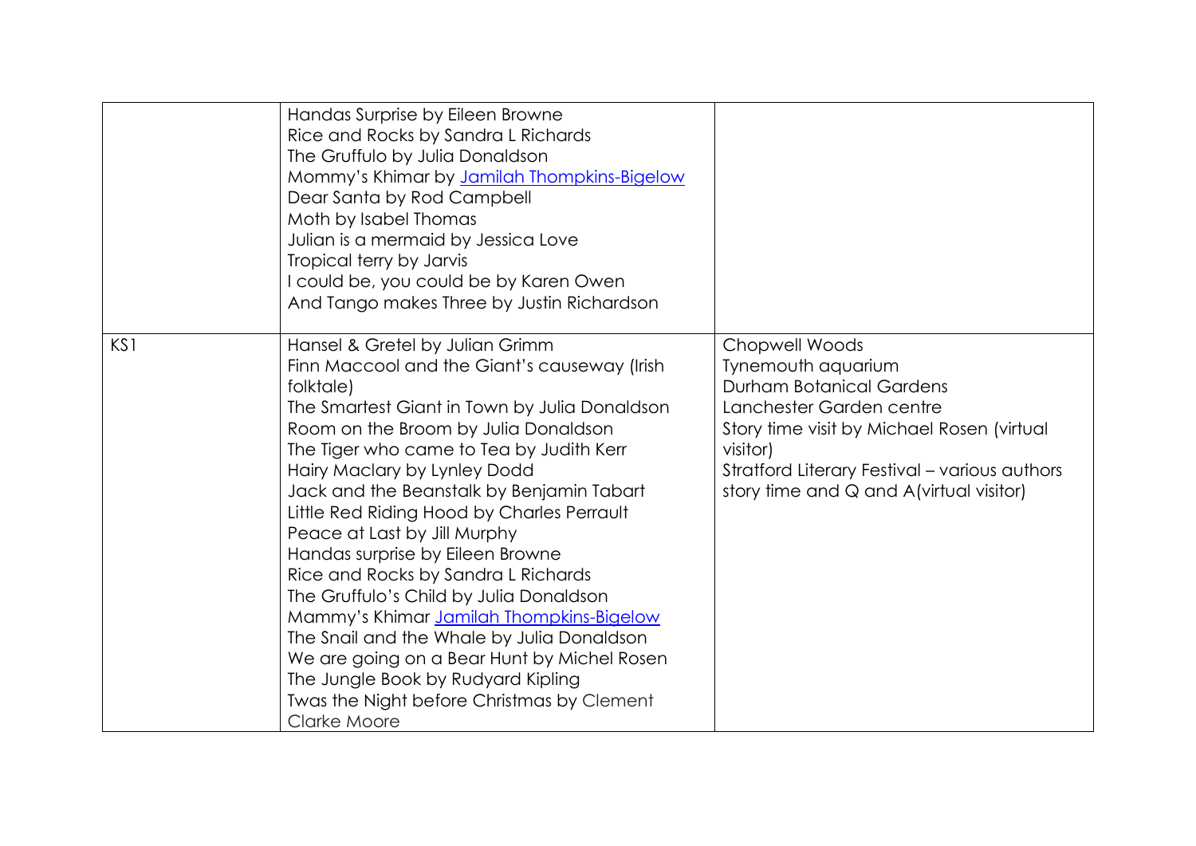| | | |
|---|---|---|
| | Handas Surprise by Eileen Browne<br>Rice and Rocks by Sandra L Richards<br>The Gruffulo by Julia Donaldson<br>Mommy's Khimar by Jamilah Thompkins-Bigelow<br>Dear Santa by Rod Campbell<br>Moth by Isabel Thomas<br>Julian is a mermaid by Jessica Love<br>Tropical terry by Jarvis<br>I could be, you could be by Karen Owen<br>And Tango makes Three by Justin Richardson | |
| KS1 | Hansel & Gretel by Julian Grimm<br>Finn Maccool and the Giant's causeway (Irish folktale)<br>The Smartest Giant in Town by Julia Donaldson<br>Room on the Broom by Julia Donaldson<br>The Tiger who came to Tea by Judith Kerr<br>Hairy Maclary by Lynley Dodd<br>Jack and the Beanstalk by Benjamin Tabart<br>Little Red Riding Hood by Charles Perrault<br>Peace at Last by Jill Murphy<br>Handas surprise by Eileen Browne<br>Rice and Rocks by Sandra L Richards<br>The Gruffulo's Child by Julia Donaldson<br>Mammy's Khimar Jamilah Thompkins-Bigelow<br>The Snail and the Whale by Julia Donaldson<br>We are going on a Bear Hunt by Michel Rosen<br>The Jungle Book by Rudyard Kipling<br>Twas the Night before Christmas by Clement Clarke Moore | Chopwell Woods<br>Tynemouth aquarium<br>Durham Botanical Gardens<br>Lanchester Garden centre<br>Story time visit by Michael Rosen (virtual visitor)<br>Stratford Literary Festival – various authors story time and Q and A(virtual visitor) |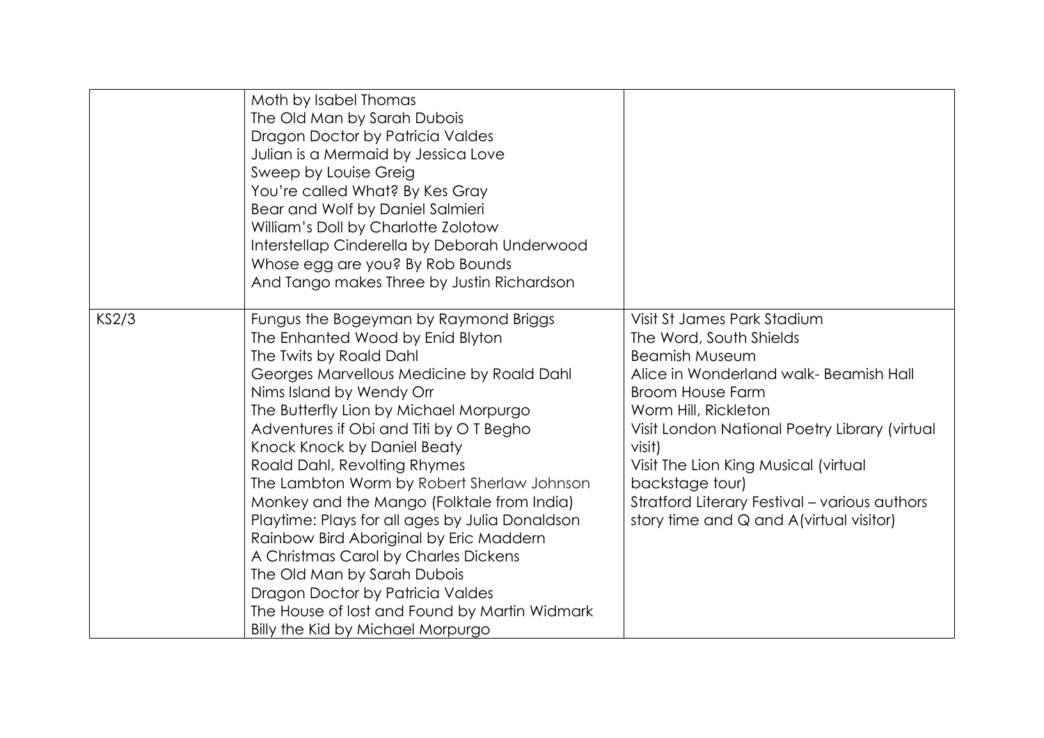| | | |
|---|---|---|
| | Moth by Isabel Thomas<br>The Old Man by Sarah Dubois<br>Dragon Doctor by Patricia Valdes<br>Julian is a Mermaid by Jessica Love<br>Sweep by Louise Greig<br>You're called What? By Kes Gray<br>Bear and Wolf by Daniel Salmieri<br>William's Doll by Charlotte Zolotow<br>Interstellap Cinderella by Deborah Underwood<br>Whose egg are you? By Rob Bounds<br>And Tango makes Three by Justin Richardson | |
| KS2/3 | Fungus the Bogeyman by Raymond Briggs<br>The Enhanted Wood by Enid Blyton<br>The Twits by Roald Dahl<br>Georges Marvellous Medicine by Roald Dahl<br>Nims Island by Wendy Orr<br>The Butterfly Lion by Michael Morpurgo<br>Adventures if Obi and Titi by O T Begho<br>Knock Knock by Daniel Beaty<br>Roald Dahl, Revolting Rhymes<br>The Lambton Worm by Robert Sherlaw Johnson<br>Monkey and the Mango (Folktale from India)<br>Playtime: Plays for all ages by Julia Donaldson<br>Rainbow Bird Aboriginal by Eric Maddern<br>A Christmas Carol by Charles Dickens<br>The Old Man by Sarah Dubois<br>Dragon Doctor by Patricia Valdes<br>The House of lost and Found by Martin Widmark<br>Billy the Kid by Michael Morpurgo | Visit St James Park Stadium<br>The Word, South Shields<br>Beamish Museum<br>Alice in Wonderland walk- Beamish Hall<br>Broom House Farm<br>Worm Hill, Rickleton<br>Visit London National Poetry Library (virtual visit)<br>Visit The Lion King Musical (virtual backstage tour)<br>Stratford Literary Festival – various authors story time and Q and A(virtual visitor) |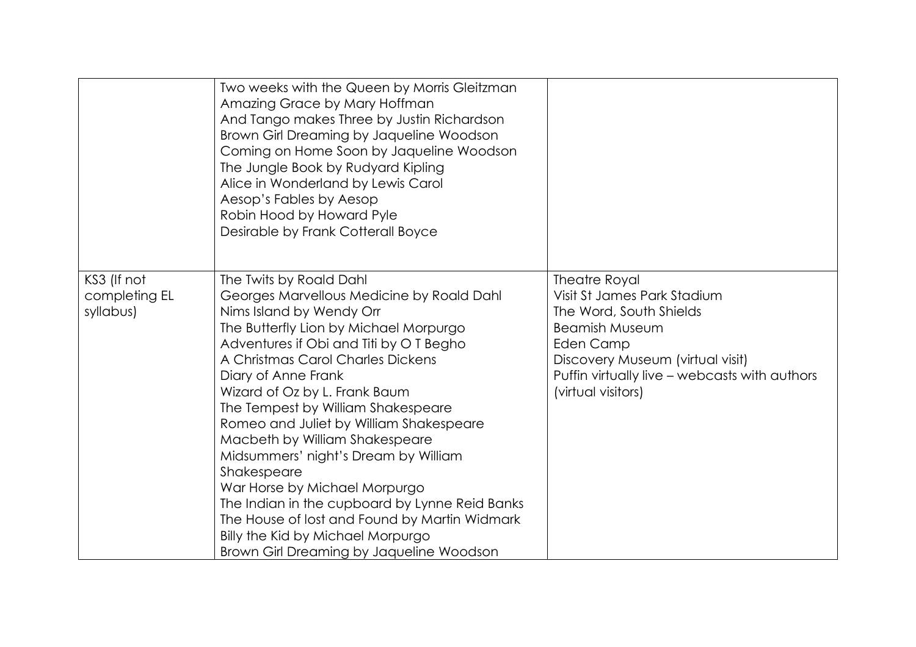| | | |
|---|---|---|
| | Two weeks with the Queen by Morris Gleitzman<br>Amazing Grace by Mary Hoffman<br>And Tango makes Three by Justin Richardson<br>Brown Girl Dreaming by Jaqueline Woodson<br>Coming on Home Soon by Jaqueline Woodson<br>The Jungle Book by Rudyard Kipling<br>Alice in Wonderland by Lewis Carol<br>Aesop's Fables by Aesop<br>Robin Hood by Howard Pyle<br>Desirable by Frank Cotterall Boyce | |
| KS3 (If not completing EL syllabus) | The Twits by Roald Dahl<br>Georges Marvellous Medicine by Roald Dahl<br>Nims Island by Wendy Orr<br>The Butterfly Lion by Michael Morpurgo<br>Adventures if Obi and Titi by O T Begho<br>A Christmas Carol Charles Dickens<br>Diary of Anne Frank<br>Wizard of Oz by L. Frank Baum<br>The Tempest by William Shakespeare<br>Romeo and Juliet by William Shakespeare<br>Macbeth by William Shakespeare<br>Midsummers' night's Dream by William Shakespeare<br>War Horse by Michael Morpurgo<br>The Indian in the cupboard by Lynne Reid Banks<br>The House of lost and Found by Martin Widmark<br>Billy the Kid by Michael Morpurgo<br>Brown Girl Dreaming by Jaqueline Woodson | Theatre Royal<br>Visit St James Park Stadium<br>The Word, South Shields<br>Beamish Museum<br>Eden Camp<br>Discovery Museum (virtual visit)<br>Puffin virtually live – webcasts with authors (virtual visitors) |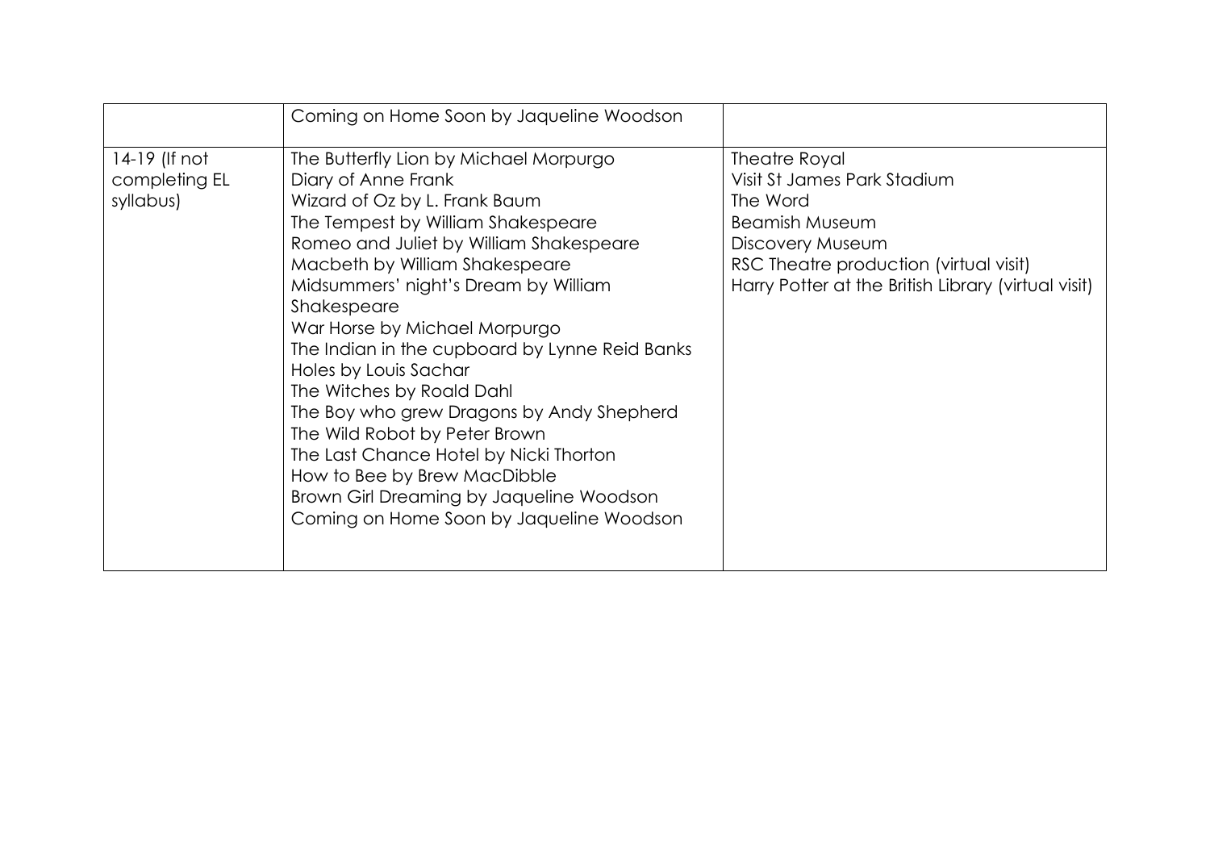| | | |
|---|---|---|
| | Coming on Home Soon by Jaqueline Woodson | |
| 14-19 (If not completing EL syllabus) | The Butterfly Lion by Michael Morpurgo<br>Diary of Anne Frank<br>Wizard of Oz by L. Frank Baum<br>The Tempest by William Shakespeare<br>Romeo and Juliet by William Shakespeare<br>Macbeth by William Shakespeare<br>Midsummers' night's Dream by William Shakespeare<br>War Horse by Michael Morpurgo<br>The Indian in the cupboard by Lynne Reid Banks<br>Holes by Louis Sachar<br>The Witches by Roald Dahl<br>The Boy who grew Dragons by Andy Shepherd<br>The Wild Robot by Peter Brown<br>The Last Chance Hotel by Nicki Thorton<br>How to Bee by Brew MacDibble<br>Brown Girl Dreaming by Jaqueline Woodson<br>Coming on Home Soon by Jaqueline Woodson | Theatre Royal<br>Visit St James Park Stadium<br>The Word<br>Beamish Museum<br>Discovery Museum<br>RSC Theatre production (virtual visit)<br>Harry Potter at the British Library (virtual visit) |